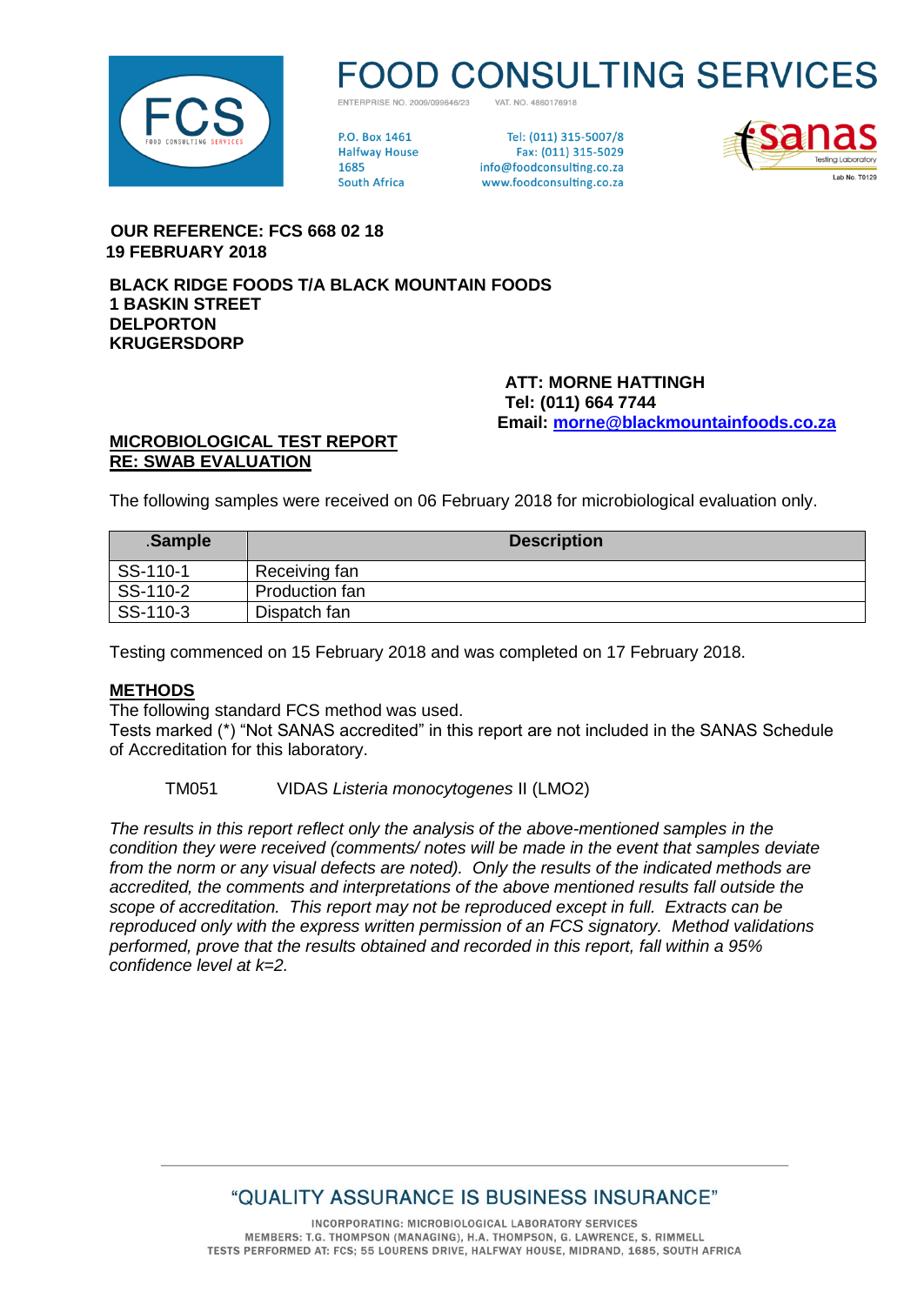# FOOD CONSULTING SERVICES

ENTERPRISE NO. 2009/099646/23 VAT. NO. 4860176918

P.O. Box 1461
Halfway House
1685
South Africa

Tel: (011) 315-5007/8
Fax: (011) 315-5029
info@foodconsulting.co.za
www.foodconsulting.co.za

sanas Testing Laboratory Lab No. T0129

**OUR REFERENCE: FCS 668 02 18**
**19 FEBRUARY 2018**

**BLACK RIDGE FOODS T/A BLACK MOUNTAIN FOODS**
**1 BASKIN STREET**
**DELPORTON**
**KRUGERSDORP**

**ATT: MORNE HATTINGH**
**Tel: (011) 664 7744**
**Email: morne@blackmountainfoods.co.za**

**MICROBIOLOGICAL TEST REPORT**
**RE: SWAB EVALUATION**

The following samples were received on 06 February 2018 for microbiological evaluation only.

| .Sample | Description |
|---|---|
| SS-110-1 | Receiving fan |
| SS-110-2 | Production fan |
| SS-110-3 | Dispatch fan |

Testing commenced on 15 February 2018 and was completed on 17 February 2018.

**METHODS**

The following standard FCS method was used.
Tests marked (*) "Not SANAS accredited" in this report are not included in the SANAS Schedule of Accreditation for this laboratory.

TM051 VIDAS *Listeria monocytogenes* II (LMO2)

*The results in this report reflect only the analysis of the above-mentioned samples in the condition they were received (comments/ notes will be made in the event that samples deviate from the norm or any visual defects are noted). Only the results of the indicated methods are accredited, the comments and interpretations of the above mentioned results fall outside the scope of accreditation. This report may not be reproduced except in full. Extracts can be reproduced only with the express written permission of an FCS signatory. Method validations performed, prove that the results obtained and recorded in this report, fall within a 95% confidence level at k=2.*

"QUALITY ASSURANCE IS BUSINESS INSURANCE"

INCORPORATING: MICROBIOLOGICAL LABORATORY SERVICES
MEMBERS: T.G. THOMPSON (MANAGING), H.A. THOMPSON, G. LAWRENCE, S. RIMMELL
TESTS PERFORMED AT: FCS; 55 LOURENS DRIVE, HALFWAY HOUSE, MIDRAND, 1685, SOUTH AFRICA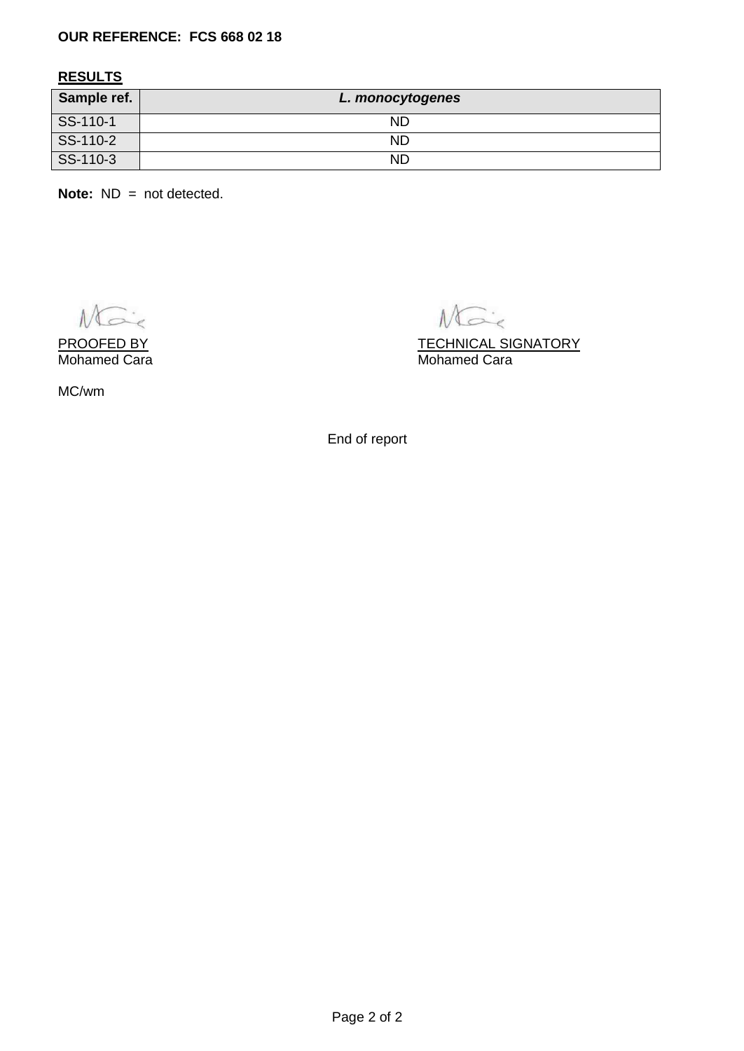**OUR REFERENCE: FCS 668 02 18**

**RESULTS**

| Sample ref. | ***L. monocytogenes*** |
|---|---|
| SS-110-1 | ND |
| SS-110-2 | ND |
| SS-110-3 | ND |

**Note:** ND = not detected.

PROOFED BY
Mohamed Cara

TECHNICAL SIGNATORY
Mohamed Cara

MC/wm

End of report